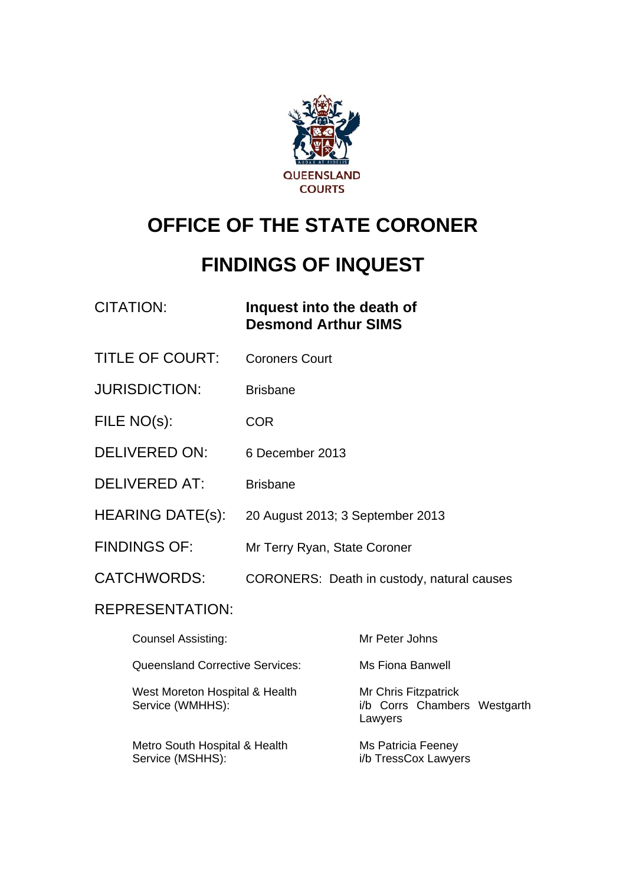QUEENSLAND COURTS

# OFFICE OF THE STATE CORONER

# FINDINGS OF INQUEST

| | |
|---|---|
| CITATION: | **Inquest into the death of Desmond Arthur SIMS** |
| TITLE OF COURT: | Coroners Court |
| JURISDICTION: | Brisbane |
| FILE NO(s): | COR |
| DELIVERED ON: | 6 December 2013 |
| DELIVERED AT: | Brisbane |
| HEARING DATE(s): | 20 August 2013; 3 September 2013 |
| FINDINGS OF: | Mr Terry Ryan, State Coroner |
| CATCHWORDS: | CORONERS: Death in custody, natural causes |

REPRESENTATION:

| | |
|---|---|
| Counsel Assisting: | Mr Peter Johns |
| Queensland Corrective Services: | Ms Fiona Banwell |
| West Moreton Hospital & Health Service (WMHHS): | Mr Chris Fitzpatrick i/b Corrs Chambers Westgarth Lawyers |
| Metro South Hospital & Health Service (MSHHS): | Ms Patricia Feeney i/b TressCox Lawyers |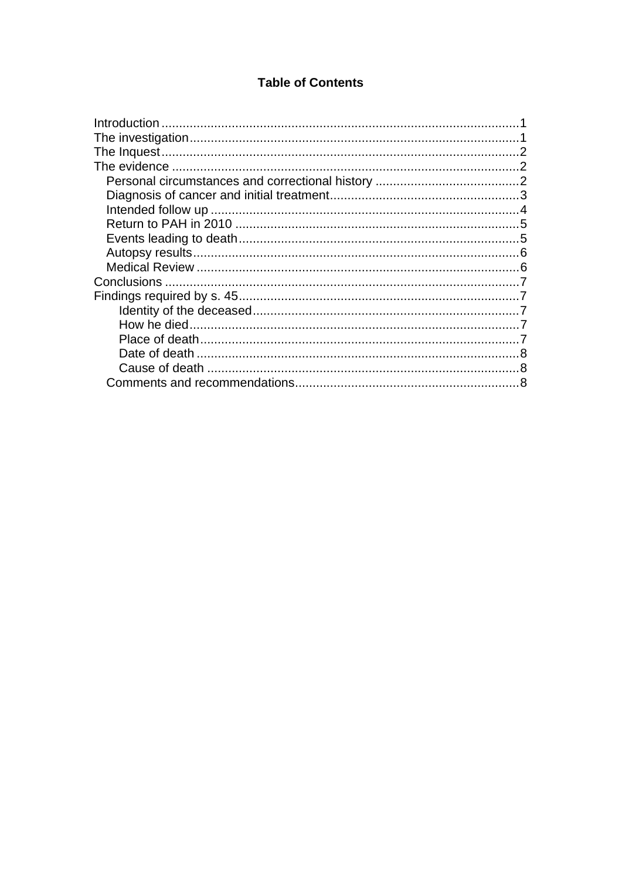## Table of Contents

- Introduction ..... 1
- The investigation ..... 1
- The Inquest ..... 2
- The evidence ..... 2
  - Personal circumstances and correctional history ..... 2
  - Diagnosis of cancer and initial treatment ..... 3
  - Intended follow up ..... 4
  - Return to PAH in 2010 ..... 5
  - Events leading to death ..... 5
  - Autopsy results ..... 6
  - Medical Review ..... 6
- Conclusions ..... 7
- Findings required by s. 45 ..... 7
    - Identity of the deceased ..... 7
    - How he died ..... 7
    - Place of death ..... 7
    - Date of death ..... 8
    - Cause of death ..... 8
  - Comments and recommendations ..... 8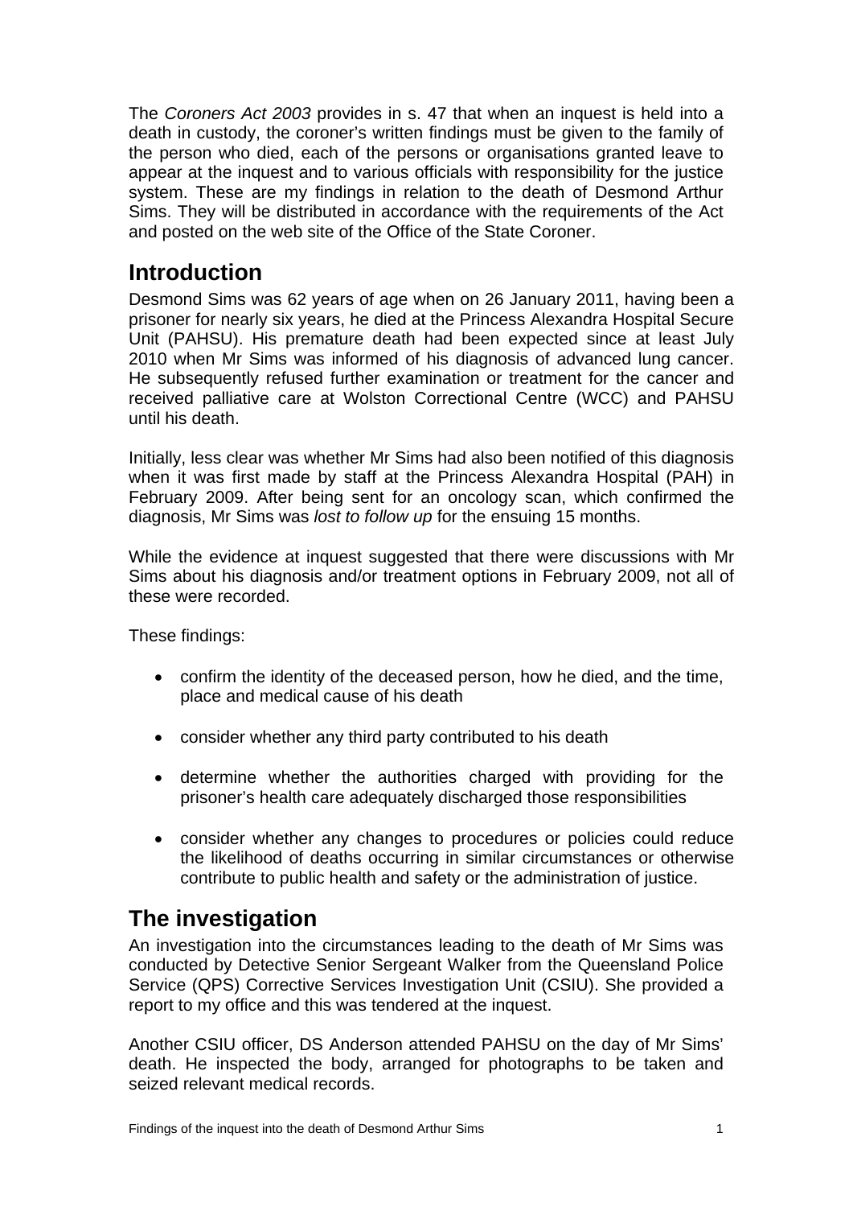The *Coroners Act 2003* provides in s. 47 that when an inquest is held into a death in custody, the coroner's written findings must be given to the family of the person who died, each of the persons or organisations granted leave to appear at the inquest and to various officials with responsibility for the justice system. These are my findings in relation to the death of Desmond Arthur Sims. They will be distributed in accordance with the requirements of the Act and posted on the web site of the Office of the State Coroner.

## Introduction

Desmond Sims was 62 years of age when on 26 January 2011, having been a prisoner for nearly six years, he died at the Princess Alexandra Hospital Secure Unit (PAHSU). His premature death had been expected since at least July 2010 when Mr Sims was informed of his diagnosis of advanced lung cancer. He subsequently refused further examination or treatment for the cancer and received palliative care at Wolston Correctional Centre (WCC) and PAHSU until his death.

Initially, less clear was whether Mr Sims had also been notified of this diagnosis when it was first made by staff at the Princess Alexandra Hospital (PAH) in February 2009. After being sent for an oncology scan, which confirmed the diagnosis, Mr Sims was *lost to follow up* for the ensuing 15 months.

While the evidence at inquest suggested that there were discussions with Mr Sims about his diagnosis and/or treatment options in February 2009, not all of these were recorded.

These findings:

- confirm the identity of the deceased person, how he died, and the time, place and medical cause of his death
- consider whether any third party contributed to his death
- determine whether the authorities charged with providing for the prisoner's health care adequately discharged those responsibilities
- consider whether any changes to procedures or policies could reduce the likelihood of deaths occurring in similar circumstances or otherwise contribute to public health and safety or the administration of justice.

## The investigation

An investigation into the circumstances leading to the death of Mr Sims was conducted by Detective Senior Sergeant Walker from the Queensland Police Service (QPS) Corrective Services Investigation Unit (CSIU). She provided a report to my office and this was tendered at the inquest.

Another CSIU officer, DS Anderson attended PAHSU on the day of Mr Sims' death. He inspected the body, arranged for photographs to be taken and seized relevant medical records.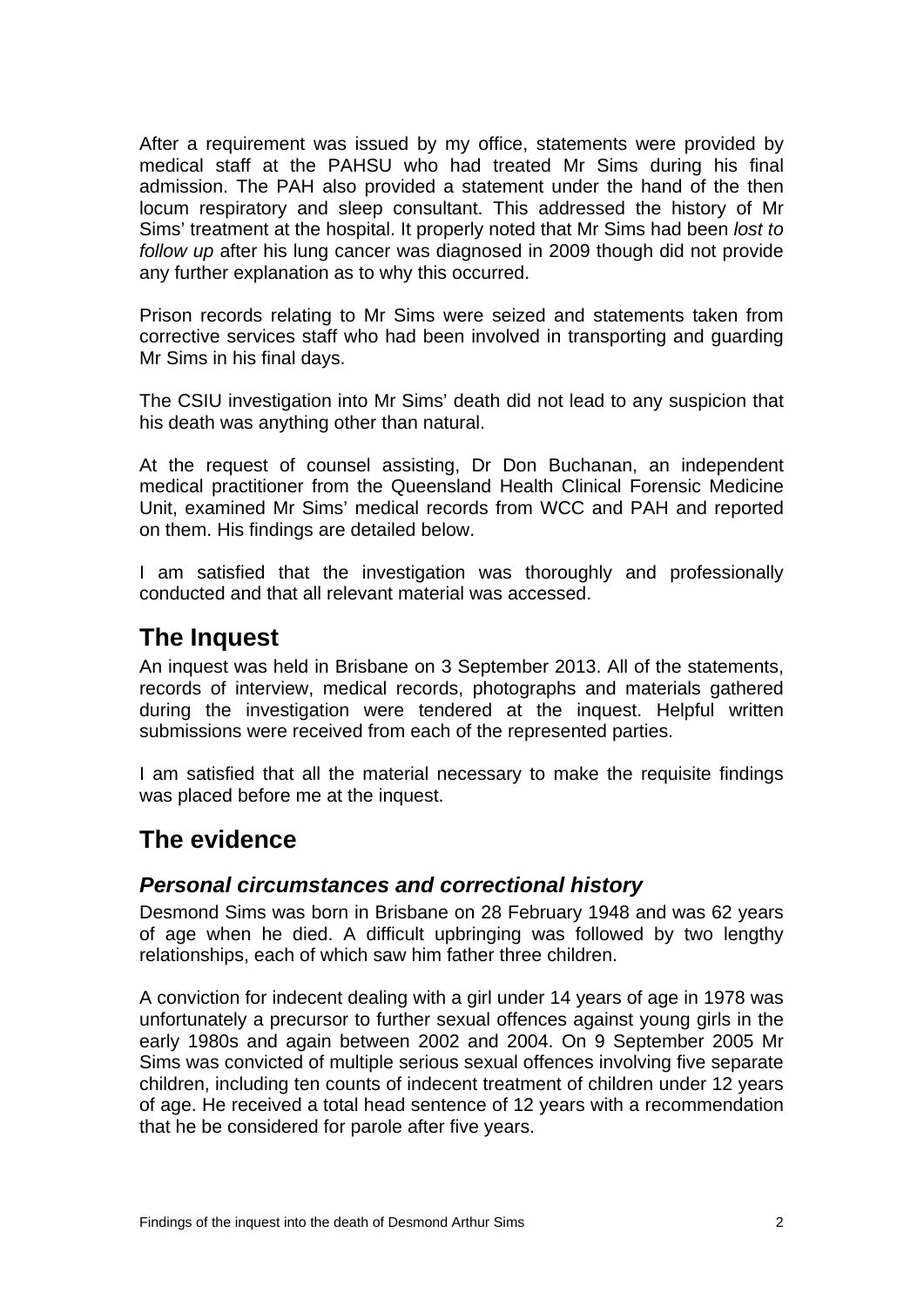After a requirement was issued by my office, statements were provided by medical staff at the PAHSU who had treated Mr Sims during his final admission. The PAH also provided a statement under the hand of the then locum respiratory and sleep consultant. This addressed the history of Mr Sims' treatment at the hospital. It properly noted that Mr Sims had been *lost to follow up* after his lung cancer was diagnosed in 2009 though did not provide any further explanation as to why this occurred.

Prison records relating to Mr Sims were seized and statements taken from corrective services staff who had been involved in transporting and guarding Mr Sims in his final days.

The CSIU investigation into Mr Sims' death did not lead to any suspicion that his death was anything other than natural.

At the request of counsel assisting, Dr Don Buchanan, an independent medical practitioner from the Queensland Health Clinical Forensic Medicine Unit, examined Mr Sims' medical records from WCC and PAH and reported on them. His findings are detailed below.

I am satisfied that the investigation was thoroughly and professionally conducted and that all relevant material was accessed.

## The Inquest

An inquest was held in Brisbane on 3 September 2013. All of the statements, records of interview, medical records, photographs and materials gathered during the investigation were tendered at the inquest. Helpful written submissions were received from each of the represented parties.

I am satisfied that all the material necessary to make the requisite findings was placed before me at the inquest.

## The evidence

### *Personal circumstances and correctional history*

Desmond Sims was born in Brisbane on 28 February 1948 and was 62 years of age when he died. A difficult upbringing was followed by two lengthy relationships, each of which saw him father three children.

A conviction for indecent dealing with a girl under 14 years of age in 1978 was unfortunately a precursor to further sexual offences against young girls in the early 1980s and again between 2002 and 2004. On 9 September 2005 Mr Sims was convicted of multiple serious sexual offences involving five separate children, including ten counts of indecent treatment of children under 12 years of age. He received a total head sentence of 12 years with a recommendation that he be considered for parole after five years.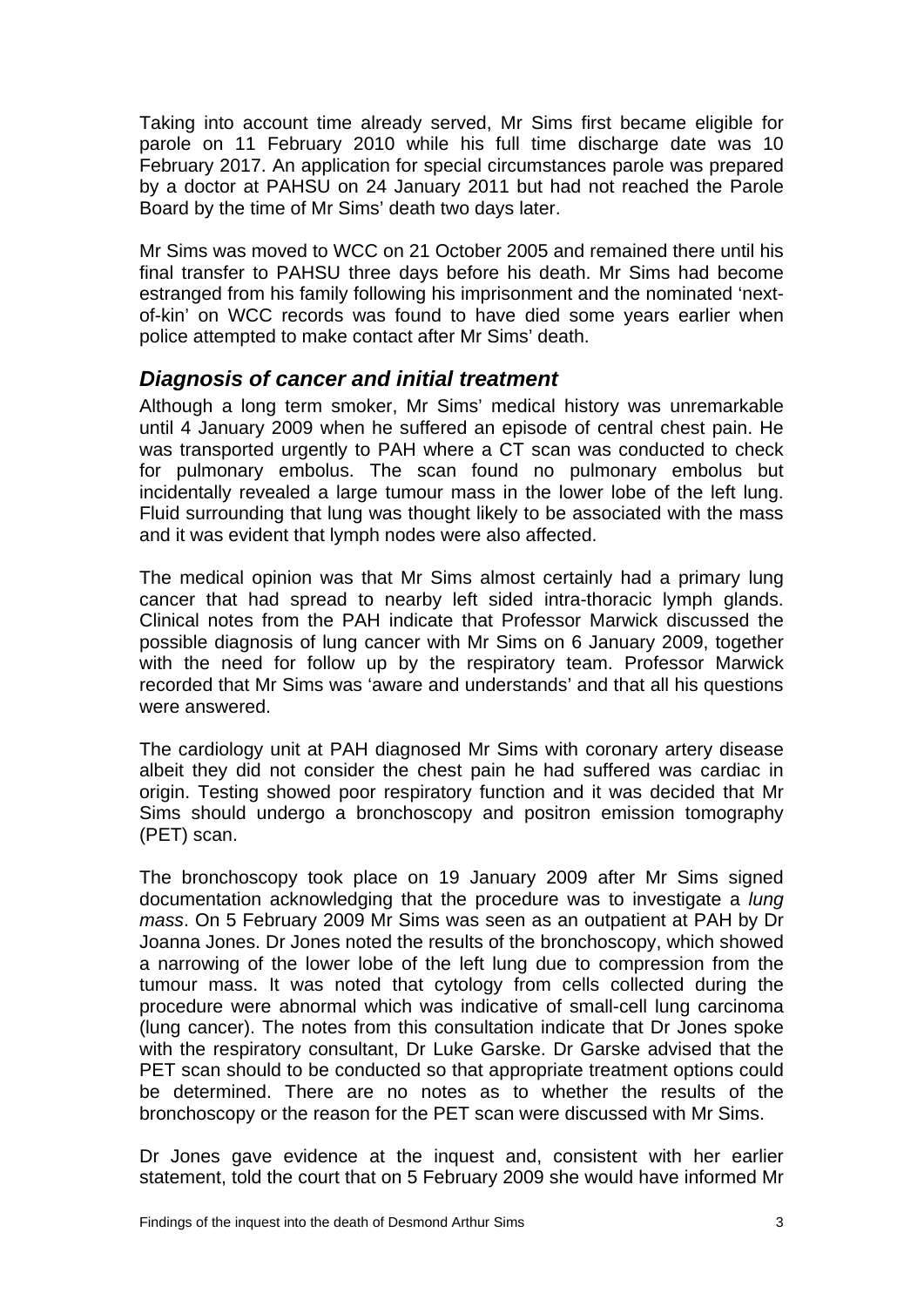Taking into account time already served, Mr Sims first became eligible for parole on 11 February 2010 while his full time discharge date was 10 February 2017. An application for special circumstances parole was prepared by a doctor at PAHSU on 24 January 2011 but had not reached the Parole Board by the time of Mr Sims' death two days later.

Mr Sims was moved to WCC on 21 October 2005 and remained there until his final transfer to PAHSU three days before his death. Mr Sims had become estranged from his family following his imprisonment and the nominated 'next-of-kin' on WCC records was found to have died some years earlier when police attempted to make contact after Mr Sims' death.

## *Diagnosis of cancer and initial treatment*

Although a long term smoker, Mr Sims' medical history was unremarkable until 4 January 2009 when he suffered an episode of central chest pain. He was transported urgently to PAH where a CT scan was conducted to check for pulmonary embolus. The scan found no pulmonary embolus but incidentally revealed a large tumour mass in the lower lobe of the left lung. Fluid surrounding that lung was thought likely to be associated with the mass and it was evident that lymph nodes were also affected.

The medical opinion was that Mr Sims almost certainly had a primary lung cancer that had spread to nearby left sided intra-thoracic lymph glands. Clinical notes from the PAH indicate that Professor Marwick discussed the possible diagnosis of lung cancer with Mr Sims on 6 January 2009, together with the need for follow up by the respiratory team. Professor Marwick recorded that Mr Sims was 'aware and understands' and that all his questions were answered.

The cardiology unit at PAH diagnosed Mr Sims with coronary artery disease albeit they did not consider the chest pain he had suffered was cardiac in origin. Testing showed poor respiratory function and it was decided that Mr Sims should undergo a bronchoscopy and positron emission tomography (PET) scan.

The bronchoscopy took place on 19 January 2009 after Mr Sims signed documentation acknowledging that the procedure was to investigate a *lung mass*. On 5 February 2009 Mr Sims was seen as an outpatient at PAH by Dr Joanna Jones. Dr Jones noted the results of the bronchoscopy, which showed a narrowing of the lower lobe of the left lung due to compression from the tumour mass. It was noted that cytology from cells collected during the procedure were abnormal which was indicative of small-cell lung carcinoma (lung cancer). The notes from this consultation indicate that Dr Jones spoke with the respiratory consultant, Dr Luke Garske. Dr Garske advised that the PET scan should to be conducted so that appropriate treatment options could be determined. There are no notes as to whether the results of the bronchoscopy or the reason for the PET scan were discussed with Mr Sims.

Dr Jones gave evidence at the inquest and, consistent with her earlier statement, told the court that on 5 February 2009 she would have informed Mr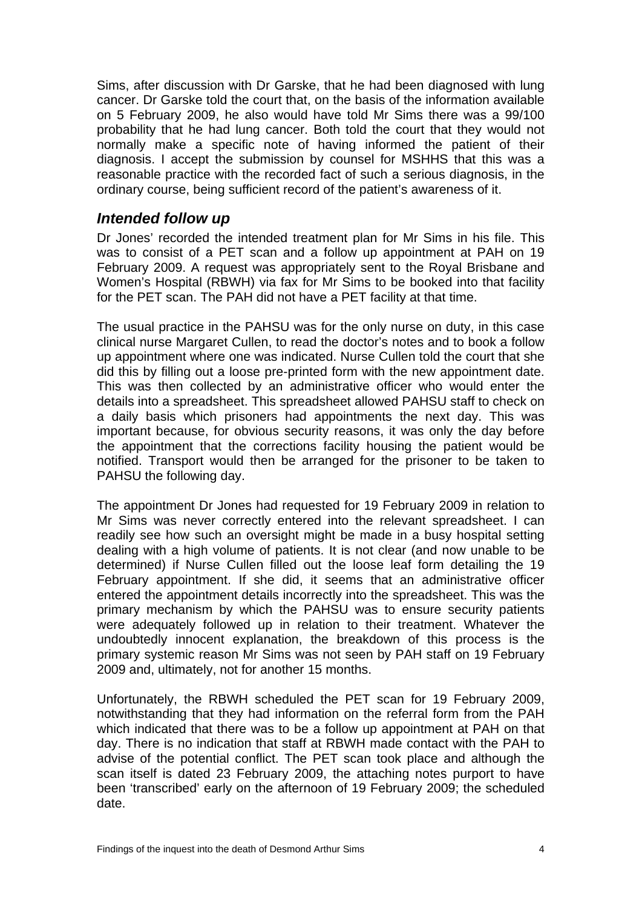Sims, after discussion with Dr Garske, that he had been diagnosed with lung cancer. Dr Garske told the court that, on the basis of the information available on 5 February 2009, he also would have told Mr Sims there was a 99/100 probability that he had lung cancer. Both told the court that they would not normally make a specific note of having informed the patient of their diagnosis. I accept the submission by counsel for MSHHS that this was a reasonable practice with the recorded fact of such a serious diagnosis, in the ordinary course, being sufficient record of the patient's awareness of it.

## *Intended follow up*

Dr Jones' recorded the intended treatment plan for Mr Sims in his file. This was to consist of a PET scan and a follow up appointment at PAH on 19 February 2009. A request was appropriately sent to the Royal Brisbane and Women's Hospital (RBWH) via fax for Mr Sims to be booked into that facility for the PET scan. The PAH did not have a PET facility at that time.

The usual practice in the PAHSU was for the only nurse on duty, in this case clinical nurse Margaret Cullen, to read the doctor's notes and to book a follow up appointment where one was indicated. Nurse Cullen told the court that she did this by filling out a loose pre-printed form with the new appointment date. This was then collected by an administrative officer who would enter the details into a spreadsheet. This spreadsheet allowed PAHSU staff to check on a daily basis which prisoners had appointments the next day. This was important because, for obvious security reasons, it was only the day before the appointment that the corrections facility housing the patient would be notified. Transport would then be arranged for the prisoner to be taken to PAHSU the following day.

The appointment Dr Jones had requested for 19 February 2009 in relation to Mr Sims was never correctly entered into the relevant spreadsheet. I can readily see how such an oversight might be made in a busy hospital setting dealing with a high volume of patients. It is not clear (and now unable to be determined) if Nurse Cullen filled out the loose leaf form detailing the 19 February appointment. If she did, it seems that an administrative officer entered the appointment details incorrectly into the spreadsheet. This was the primary mechanism by which the PAHSU was to ensure security patients were adequately followed up in relation to their treatment. Whatever the undoubtedly innocent explanation, the breakdown of this process is the primary systemic reason Mr Sims was not seen by PAH staff on 19 February 2009 and, ultimately, not for another 15 months.

Unfortunately, the RBWH scheduled the PET scan for 19 February 2009, notwithstanding that they had information on the referral form from the PAH which indicated that there was to be a follow up appointment at PAH on that day. There is no indication that staff at RBWH made contact with the PAH to advise of the potential conflict. The PET scan took place and although the scan itself is dated 23 February 2009, the attaching notes purport to have been 'transcribed' early on the afternoon of 19 February 2009; the scheduled date.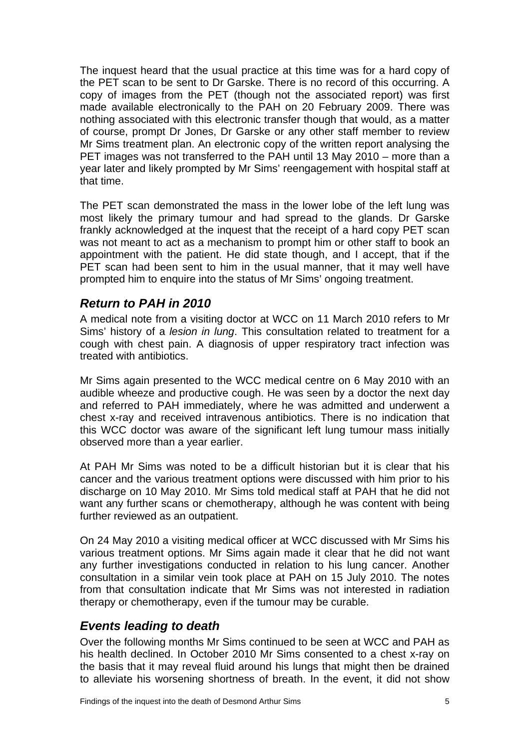The inquest heard that the usual practice at this time was for a hard copy of the PET scan to be sent to Dr Garske. There is no record of this occurring. A copy of images from the PET (though not the associated report) was first made available electronically to the PAH on 20 February 2009. There was nothing associated with this electronic transfer though that would, as a matter of course, prompt Dr Jones, Dr Garske or any other staff member to review Mr Sims treatment plan. An electronic copy of the written report analysing the PET images was not transferred to the PAH until 13 May 2010 – more than a year later and likely prompted by Mr Sims' reengagement with hospital staff at that time.

The PET scan demonstrated the mass in the lower lobe of the left lung was most likely the primary tumour and had spread to the glands. Dr Garske frankly acknowledged at the inquest that the receipt of a hard copy PET scan was not meant to act as a mechanism to prompt him or other staff to book an appointment with the patient. He did state though, and I accept, that if the PET scan had been sent to him in the usual manner, that it may well have prompted him to enquire into the status of Mr Sims' ongoing treatment.

## *Return to PAH in 2010*

A medical note from a visiting doctor at WCC on 11 March 2010 refers to Mr Sims' history of a *lesion in lung*. This consultation related to treatment for a cough with chest pain. A diagnosis of upper respiratory tract infection was treated with antibiotics.

Mr Sims again presented to the WCC medical centre on 6 May 2010 with an audible wheeze and productive cough. He was seen by a doctor the next day and referred to PAH immediately, where he was admitted and underwent a chest x-ray and received intravenous antibiotics. There is no indication that this WCC doctor was aware of the significant left lung tumour mass initially observed more than a year earlier.

At PAH Mr Sims was noted to be a difficult historian but it is clear that his cancer and the various treatment options were discussed with him prior to his discharge on 10 May 2010. Mr Sims told medical staff at PAH that he did not want any further scans or chemotherapy, although he was content with being further reviewed as an outpatient.

On 24 May 2010 a visiting medical officer at WCC discussed with Mr Sims his various treatment options. Mr Sims again made it clear that he did not want any further investigations conducted in relation to his lung cancer. Another consultation in a similar vein took place at PAH on 15 July 2010. The notes from that consultation indicate that Mr Sims was not interested in radiation therapy or chemotherapy, even if the tumour may be curable.

## *Events leading to death*

Over the following months Mr Sims continued to be seen at WCC and PAH as his health declined. In October 2010 Mr Sims consented to a chest x-ray on the basis that it may reveal fluid around his lungs that might then be drained to alleviate his worsening shortness of breath. In the event, it did not show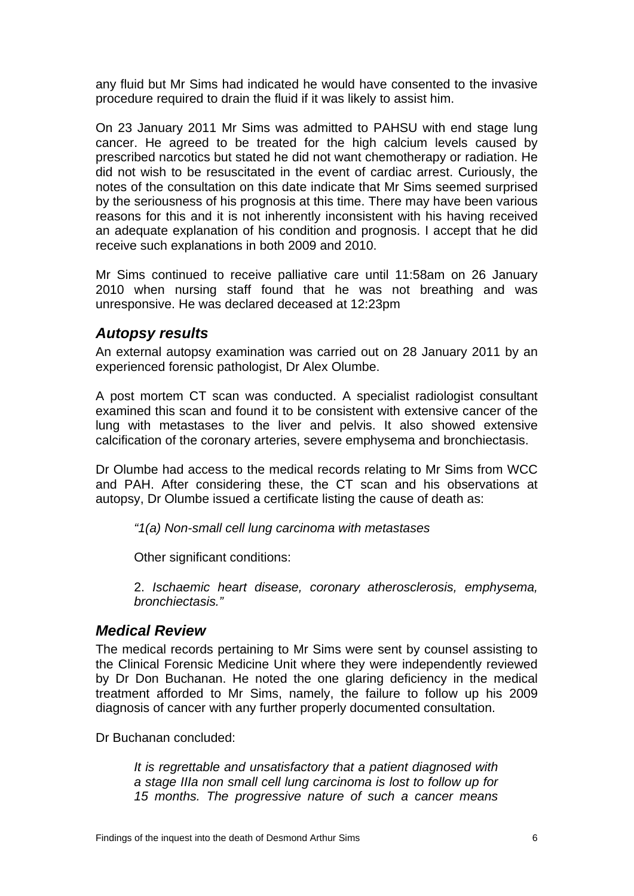any fluid but Mr Sims had indicated he would have consented to the invasive procedure required to drain the fluid if it was likely to assist him.

On 23 January 2011 Mr Sims was admitted to PAHSU with end stage lung cancer. He agreed to be treated for the high calcium levels caused by prescribed narcotics but stated he did not want chemotherapy or radiation. He did not wish to be resuscitated in the event of cardiac arrest. Curiously, the notes of the consultation on this date indicate that Mr Sims seemed surprised by the seriousness of his prognosis at this time. There may have been various reasons for this and it is not inherently inconsistent with his having received an adequate explanation of his condition and prognosis. I accept that he did receive such explanations in both 2009 and 2010.

Mr Sims continued to receive palliative care until 11:58am on 26 January 2010 when nursing staff found that he was not breathing and was unresponsive. He was declared deceased at 12:23pm

## *Autopsy results*

An external autopsy examination was carried out on 28 January 2011 by an experienced forensic pathologist, Dr Alex Olumbe.

A post mortem CT scan was conducted. A specialist radiologist consultant examined this scan and found it to be consistent with extensive cancer of the lung with metastases to the liver and pelvis. It also showed extensive calcification of the coronary arteries, severe emphysema and bronchiectasis.

Dr Olumbe had access to the medical records relating to Mr Sims from WCC and PAH. After considering these, the CT scan and his observations at autopsy, Dr Olumbe issued a certificate listing the cause of death as:

> *"1(a) Non-small cell lung carcinoma with metastases*
>
> Other significant conditions:
>
> 2. *Ischaemic heart disease, coronary atherosclerosis, emphysema, bronchiectasis."*

## *Medical Review*

The medical records pertaining to Mr Sims were sent by counsel assisting to the Clinical Forensic Medicine Unit where they were independently reviewed by Dr Don Buchanan. He noted the one glaring deficiency in the medical treatment afforded to Mr Sims, namely, the failure to follow up his 2009 diagnosis of cancer with any further properly documented consultation.

Dr Buchanan concluded:

> *It is regrettable and unsatisfactory that a patient diagnosed with a stage IIIa non small cell lung carcinoma is lost to follow up for 15 months. The progressive nature of such a cancer means*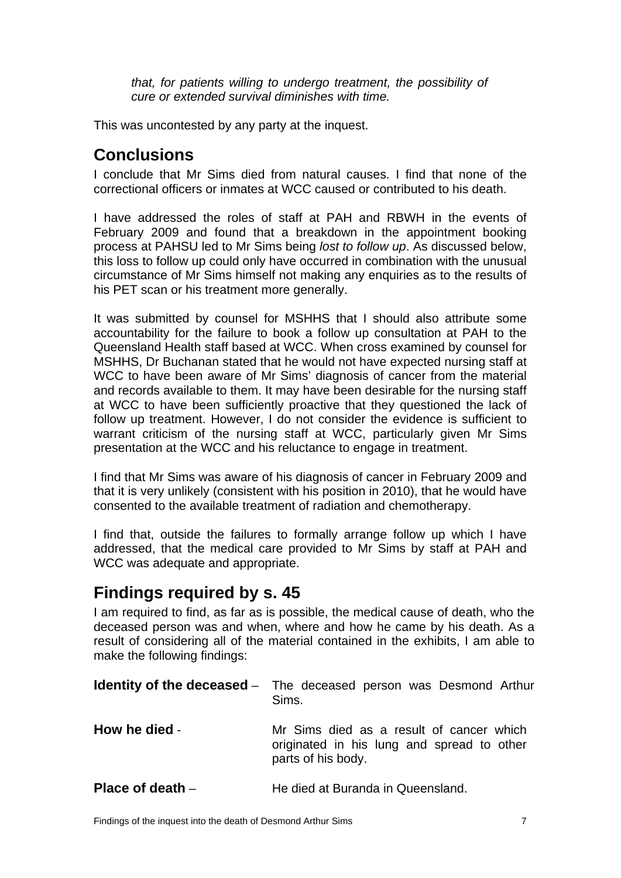*that, for patients willing to undergo treatment, the possibility of cure or extended survival diminishes with time.*

This was uncontested by any party at the inquest.

## Conclusions

I conclude that Mr Sims died from natural causes. I find that none of the correctional officers or inmates at WCC caused or contributed to his death.

I have addressed the roles of staff at PAH and RBWH in the events of February 2009 and found that a breakdown in the appointment booking process at PAHSU led to Mr Sims being *lost to follow up*. As discussed below, this loss to follow up could only have occurred in combination with the unusual circumstance of Mr Sims himself not making any enquiries as to the results of his PET scan or his treatment more generally.

It was submitted by counsel for MSHHS that I should also attribute some accountability for the failure to book a follow up consultation at PAH to the Queensland Health staff based at WCC. When cross examined by counsel for MSHHS, Dr Buchanan stated that he would not have expected nursing staff at WCC to have been aware of Mr Sims' diagnosis of cancer from the material and records available to them. It may have been desirable for the nursing staff at WCC to have been sufficiently proactive that they questioned the lack of follow up treatment. However, I do not consider the evidence is sufficient to warrant criticism of the nursing staff at WCC, particularly given Mr Sims presentation at the WCC and his reluctance to engage in treatment.

I find that Mr Sims was aware of his diagnosis of cancer in February 2009 and that it is very unlikely (consistent with his position in 2010), that he would have consented to the available treatment of radiation and chemotherapy.

I find that, outside the failures to formally arrange follow up which I have addressed, that the medical care provided to Mr Sims by staff at PAH and WCC was adequate and appropriate.

## Findings required by s. 45

I am required to find, as far as is possible, the medical cause of death, who the deceased person was and when, where and how he came by his death. As a result of considering all of the material contained in the exhibits, I am able to make the following findings:

**Identity of the deceased** – The deceased person was Desmond Arthur Sims.

**How he died** - Mr Sims died as a result of cancer which originated in his lung and spread to other parts of his body.

**Place of death** – He died at Buranda in Queensland.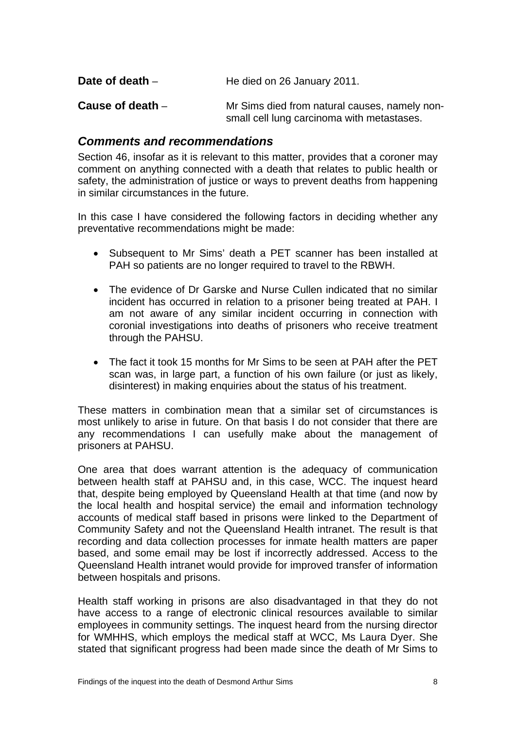**Date of death** – He died on 26 January 2011.

**Cause of death** – Mr Sims died from natural causes, namely non-small cell lung carcinoma with metastases.

## *Comments and recommendations*

Section 46, insofar as it is relevant to this matter, provides that a coroner may comment on anything connected with a death that relates to public health or safety, the administration of justice or ways to prevent deaths from happening in similar circumstances in the future.

In this case I have considered the following factors in deciding whether any preventative recommendations might be made:

- Subsequent to Mr Sims' death a PET scanner has been installed at PAH so patients are no longer required to travel to the RBWH.
- The evidence of Dr Garske and Nurse Cullen indicated that no similar incident has occurred in relation to a prisoner being treated at PAH. I am not aware of any similar incident occurring in connection with coronial investigations into deaths of prisoners who receive treatment through the PAHSU.
- The fact it took 15 months for Mr Sims to be seen at PAH after the PET scan was, in large part, a function of his own failure (or just as likely, disinterest) in making enquiries about the status of his treatment.

These matters in combination mean that a similar set of circumstances is most unlikely to arise in future. On that basis I do not consider that there are any recommendations I can usefully make about the management of prisoners at PAHSU.

One area that does warrant attention is the adequacy of communication between health staff at PAHSU and, in this case, WCC. The inquest heard that, despite being employed by Queensland Health at that time (and now by the local health and hospital service) the email and information technology accounts of medical staff based in prisons were linked to the Department of Community Safety and not the Queensland Health intranet. The result is that recording and data collection processes for inmate health matters are paper based, and some email may be lost if incorrectly addressed. Access to the Queensland Health intranet would provide for improved transfer of information between hospitals and prisons.

Health staff working in prisons are also disadvantaged in that they do not have access to a range of electronic clinical resources available to similar employees in community settings. The inquest heard from the nursing director for WMHHS, which employs the medical staff at WCC, Ms Laura Dyer. She stated that significant progress had been made since the death of Mr Sims to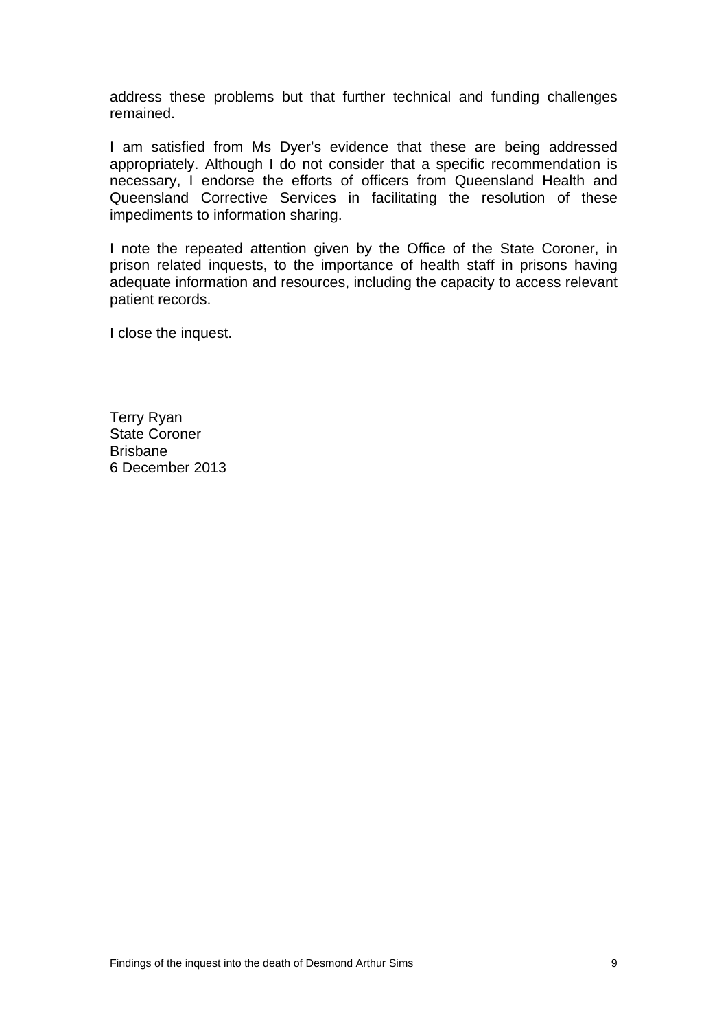address these problems but that further technical and funding challenges remained.

I am satisfied from Ms Dyer's evidence that these are being addressed appropriately. Although I do not consider that a specific recommendation is necessary, I endorse the efforts of officers from Queensland Health and Queensland Corrective Services in facilitating the resolution of these impediments to information sharing.

I note the repeated attention given by the Office of the State Coroner, in prison related inquests, to the importance of health staff in prisons having adequate information and resources, including the capacity to access relevant patient records.

I close the inquest.

Terry Ryan
State Coroner
Brisbane
6 December 2013